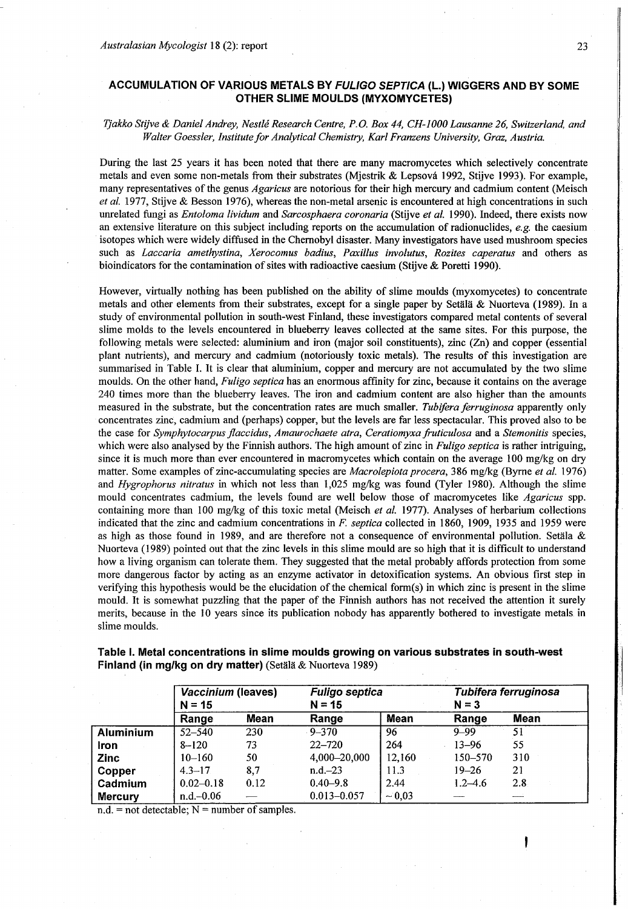# ACCUMULATION OF VARIOUS METALS BY *FULIGO SEPTICA* (L.) WIGGERS AND BY SOME OTHER SLIME MOULDS (MYXOMYCETES)

*Tjakko Stijve & Daniel Andrey, Nestlé Research Centre, P.O. Box 44, CH-1000 Lausanne 26, Switzerland, and Walter Goessler, Institute for Analytical Chemistry, Karl Franzens University, Graz, Austria.*

During the last 25 years it has been noted that there are many macromycetes which selectively concentrate metals and even some non-metals from their substrates (Mjestrik & Lepsová 1992, Stijve 1993). For example, many representatives of the genus *Agaricus* are notorious for their high mercury and cadmium content (Meisch *et al.* 1977, Stijve & Besson 1976), whereas the non-metal arsenic is encountered at high concentrations in such unrelated fungi as *Entoloma lividum* and *Sarcosphaera coronaria* (Stijve *et al.* 1990). Indeed, there exists now an extensive literature on this subject including reports on the accumulation of radionuclides, *e.g.* the caesium isotopes which were widely diffused in the Chernobyl disaster. Many investigators have used mushroom species such as *Laccaria amethystina*, *Xerocomus badius*, *Paxillus involutus*, *Rozites caperatus* and others as bioindicators for the contamination of sites with radioactive caesium (Stijve & Poretti 1990).

However, virtually nothing has been published on the ability of slime moulds (myxomycetes) to concentrate metals and other elements from their substrates, except for a single paper by Setälä & Nuorteva (1989). In a study of environmental pollution in south-west Finland, these investigators compared metal contents of several slime molds to the levels encountered in blueberry leaves collected at the same sites. For this purpose, the following metals were selected: aluminium and iron (major soil constituents), zinc (Zn) and copper (essential plant nutrients), and mercury and cadmium (notoriously toxic metals). The results of this investigation are summarised in Table I. It is clear that aluminium, copper and mercury are not accumulated by the two slime moulds. On the other hand, *Fuligo septica* has an enormous affinity for zinc, because it contains on the average 240 times more than the blueberry leaves. The iron and cadmium content are also higher than the amounts measured in the substrate, but the concentration rates are much smaller. *Tubifera ferruginosa* apparently only concentrates zinc, cadmium and (perhaps) copper, but the levels are far less spectacular. This proved also to be the case for *Symphytocarpus flaccidus*, *Amaurochaete atra*, *Ceratiomyxa fruticulosa* and a *Stemonitis* species, which were also analysed by the Finnish authors. The high amount of zinc in *Fuligo septica* is rather intriguing, since it is much more than ever encountered in macromycetes which contain on the average 100 mg/kg on dry matter. Some examples of zinc-accumulating species are *Macrolepiota procera*, 386 mg/kg (Byrne *et al.* 1976) and *Hygrophorus nitratus* in which not less than 1,025 mg/kg was found (Tyler 1980). Although the slime mould concentrates cadmium, the levels found are well below those of macromycetes like *Agaricus* spp. containing more than 100 mg/kg of this toxic metal (Meisch *et al.* 1977). Analyses of herbarium collections indicated that the zinc and cadmium concentrations in *F. septica* collected in 1860, 1909, 1935 and 1959 were as high as those found in 1989, and are therefore not a consequence of environmental pollution. Setäla & Nuorteva (1989) pointed out that the zinc levels in this slime mould are so high that it is difficult to understand how a living organism can tolerate them. They suggested that the metal probably affords protection from some more dangerous factor by acting as an enzyme activator in detoxification systems. An obvious first step in verifying this hypothesis would be the elucidation of the chemical form(s) in which zinc is present in the slime mould. It is somewhat puzzling that the paper of the Finnish authors has not received the attention it surely merits, because in the 10 years since its publication nobody has apparently bothered to investigate metals in slime moulds.

**Table I. Metal concentrations in slime moulds growing on various substrates in south-west Finland (in mg/kg on dry matter)** (Setälä & Nuorteva 1989)

| | *Vaccinium* (leaves) N = 15 | | *Fuligo septica* N = 15 | | *Tubifera ferruginosa* N = 3 | |
|---|---|---|---|---|---|---|
| | **Range** | **Mean** | **Range** | **Mean** | **Range** | **Mean** |
| **Aluminium** | 52–540 | 230 | 9–370 | 96 | 9–99 | 51 |
| **Iron** | 8–120 | 73 | 22–720 | 264 | 13–96 | 55 |
| **Zinc** | 10–160 | 50 | 4,000–20,000 | 12,160 | 150–570 | 310 |
| **Copper** | 4.3–17 | 8,7 | n.d.–23 | 11.3 | 19–26 | 21 |
| **Cadmium** | 0.02–0.18 | 0.12 | 0.40–9.8 | 2.44 | 1.2–4.6 | 2.8 |
| **Mercury** | n.d.–0.06 | — | 0.013–0.057 | ~ 0,03 | — | — |

n.d. = not detectable; N = number of samples.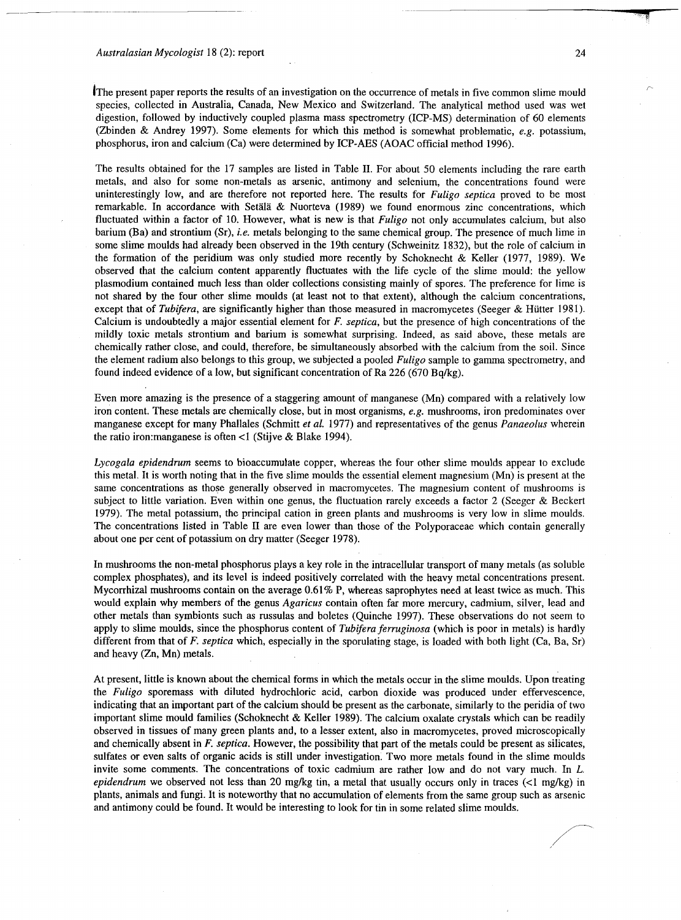The present paper reports the results of an investigation on the occurrence of metals in five common slime mould species, collected in Australia, Canada, New Mexico and Switzerland. The analytical method used was wet digestion, followed by inductively coupled plasma mass spectrometry (ICP-MS) determination of 60 elements (Zbinden & Andrey 1997). Some elements for which this method is somewhat problematic, *e.g.* potassium, phosphorus, iron and calcium (Ca) were determined by ICP-AES (AOAC official method 1996).

The results obtained for the 17 samples are listed in Table II. For about 50 elements including the rare earth metals, and also for some non-metals as arsenic, antimony and selenium, the concentrations found were uninterestingly low, and are therefore not reported here. The results for *Fuligo septica* proved to be most remarkable. In accordance with Setälä & Nuorteva (1989) we found enormous zinc concentrations, which fluctuated within a factor of 10. However, what is new is that *Fuligo* not only accumulates calcium, but also barium (Ba) and strontium (Sr), *i.e.* metals belonging to the same chemical group. The presence of much lime in some slime moulds had already been observed in the 19th century (Schweinitz 1832), but the role of calcium in the formation of the peridium was only studied more recently by Schoknecht & Keller (1977, 1989). We observed that the calcium content apparently fluctuates with the life cycle of the slime mould: the yellow plasmodium contained much less than older collections consisting mainly of spores. The preference for lime is not shared by the four other slime moulds (at least not to that extent), although the calcium concentrations, except that of *Tubifera*, are significantly higher than those measured in macromycetes (Seeger & Hütter 1981). Calcium is undoubtedly a major essential element for *F. septica*, but the presence of high concentrations of the mildly toxic metals strontium and barium is somewhat surprising. Indeed, as said above, these metals are chemically rather close, and could, therefore, be simultaneously absorbed with the calcium from the soil. Since the element radium also belongs to this group, we subjected a pooled *Fuligo* sample to gamma spectrometry, and found indeed evidence of a low, but significant concentration of Ra 226 (670 Bq/kg).

Even more amazing is the presence of a staggering amount of manganese (Mn) compared with a relatively low iron content. These metals are chemically close, but in most organisms, *e.g.* mushrooms, iron predominates over manganese except for many Phallales (Schmitt *et al.* 1977) and representatives of the genus *Panaeolus* wherein the ratio iron:manganese is often <1 (Stijve & Blake 1994).

*Lycogala epidendrum* seems to bioaccumulate copper, whereas the four other slime moulds appear to exclude this metal. It is worth noting that in the five slime moulds the essential element magnesium (Mn) is present at the same concentrations as those generally observed in macromycetes. The magnesium content of mushrooms is subject to little variation. Even within one genus, the fluctuation rarely exceeds a factor 2 (Seeger & Beckert 1979). The metal potassium, the principal cation in green plants and mushrooms is very low in slime moulds. The concentrations listed in Table II are even lower than those of the Polyporaceae which contain generally about one per cent of potassium on dry matter (Seeger 1978).

In mushrooms the non-metal phosphorus plays a key role in the intracellular transport of many metals (as soluble complex phosphates), and its level is indeed positively correlated with the heavy metal concentrations present. Mycorrhizal mushrooms contain on the average 0.61% P, whereas saprophytes need at least twice as much. This would explain why members of the genus *Agaricus* contain often far more mercury, cadmium, silver, lead and other metals than symbionts such as russulas and boletes (Quinche 1997). These observations do not seem to apply to slime moulds, since the phosphorus content of *Tubifera ferruginosa* (which is poor in metals) is hardly different from that of *F. septica* which, especially in the sporulating stage, is loaded with both light (Ca, Ba, Sr) and heavy (Zn, Mn) metals.

At present, little is known about the chemical forms in which the metals occur in the slime moulds. Upon treating the *Fuligo* sporemass with diluted hydrochloric acid, carbon dioxide was produced under effervescence, indicating that an important part of the calcium should be present as the carbonate, similarly to the peridia of two important slime mould families (Schoknecht & Keller 1989). The calcium oxalate crystals which can be readily observed in tissues of many green plants and, to a lesser extent, also in macromycetes, proved microscopically and chemically absent in *F. septica*. However, the possibility that part of the metals could be present as silicates, sulfates or even salts of organic acids is still under investigation. Two more metals found in the slime moulds invite some comments. The concentrations of toxic cadmium are rather low and do not vary much. In *L. epidendrum* we observed not less than 20 mg/kg tin, a metal that usually occurs only in traces (<1 mg/kg) in plants, animals and fungi. It is noteworthy that no accumulation of elements from the same group such as arsenic and antimony could be found. It would be interesting to look for tin in some related slime moulds.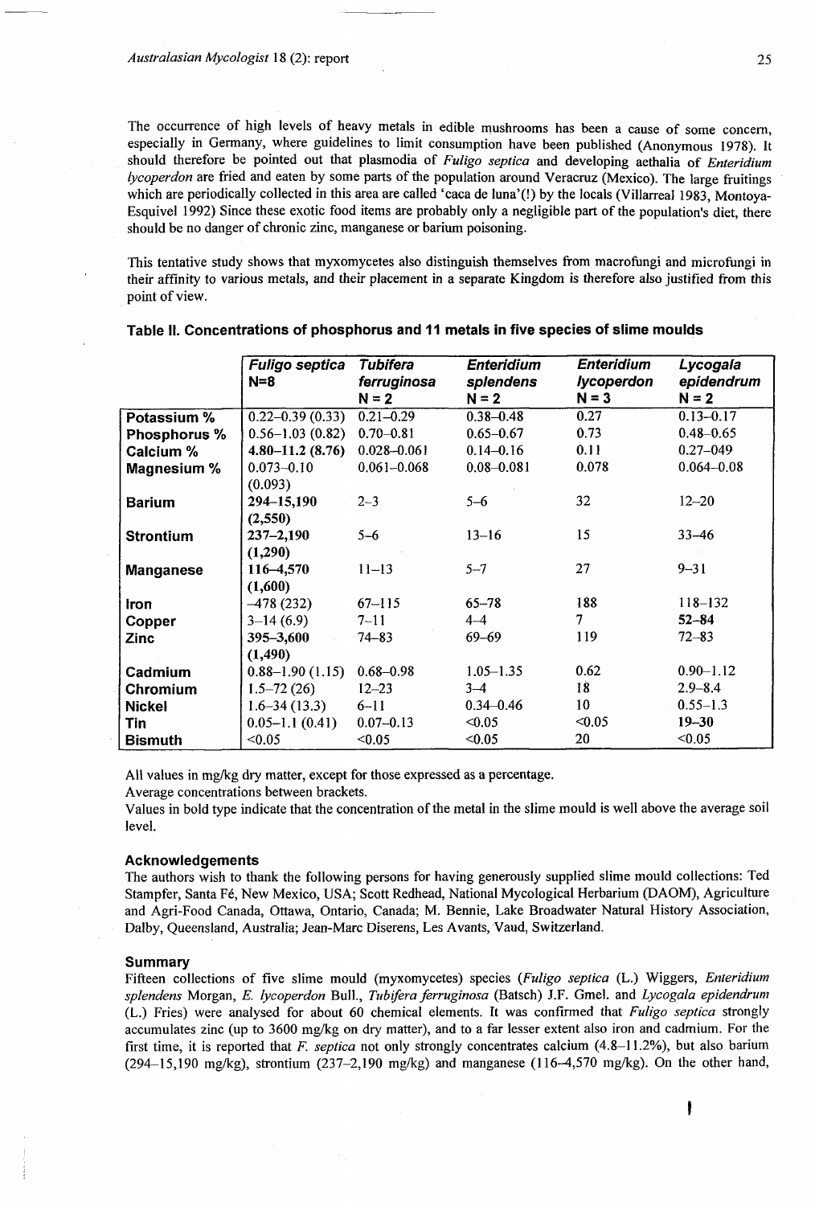The occurrence of high levels of heavy metals in edible mushrooms has been a cause of some concern, especially in Germany, where guidelines to limit consumption have been published (Anonymous 1978). It should therefore be pointed out that plasmodia of *Fuligo septica* and developing aethalia of *Enteridium lycoperdon* are fried and eaten by some parts of the population around Veracruz (Mexico). The large fruitings which are periodically collected in this area are called 'caca de luna'(!) by the locals (Villarreal 1983, Montoya-Esquivel 1992) Since these exotic food items are probably only a negligible part of the population's diet, there should be no danger of chronic zinc, manganese or barium poisoning.

This tentative study shows that myxomycetes also distinguish themselves from macrofungi and microfungi in their affinity to various metals, and their placement in a separate Kingdom is therefore also justified from this point of view.

**Table II. Concentrations of phosphorus and 11 metals in five species of slime moulds**

| | *Fuligo septica* N=8 | *Tubifera ferruginosa* N = 2 | *Enteridium splendens* N = 2 | *Enteridium lycoperdon* N = 3 | *Lycogala epidendrum* N = 2 |
|---|---|---|---|---|---|
| **Potassium %** | 0.22–0.39 (0.33) | 0.21–0.29 | 0.38–0.48 | 0.27 | 0.13–0.17 |
| **Phosphorus %** | 0.56–1.03 (0.82) | 0.70–0.81 | 0.65–0.67 | 0.73 | 0.48–0.65 |
| **Calcium %** | **4.80–11.2 (8.76)** | 0.028–0.061 | 0.14–0.16 | 0.11 | 0.27–049 |
| **Magnesium %** | 0.073–0.10 (0.093) | 0.061–0.068 | 0.08–0.081 | 0.078 | 0.064–0.08 |
| **Barium** | **294–15,190 (2,550)** | 2–3 | 5–6 | 32 | 12–20 |
| **Strontium** | **237–2,190 (1,290)** | 5–6 | 13–16 | 15 | 33–46 |
| **Manganese** | **116–4,570 (1,600)** | 11–13 | 5–7 | 27 | 9–31 |
| **Iron** | –478 (232) | 67–115 | 65–78 | 188 | 118–132 |
| **Copper** | 3–14 (6.9) | 7–11 | 4–4 | 7 | **52–84** |
| **Zinc** | **395–3,600 (1,490)** | 74–83 | 69–69 | 119 | 72–83 |
| **Cadmium** | 0.88–1.90 (1.15) | 0.68–0.98 | 1.05–1.35 | 0.62 | 0.90–1.12 |
| **Chromium** | 1.5–72 (26) | 12–23 | 3–4 | 18 | 2.9–8.4 |
| **Nickel** | 1.6–34 (13.3) | 6–11 | 0.34–0.46 | 10 | 0.55–1.3 |
| **Tin** | 0.05–1.1 (0.41) | 0.07–0.13 | <0.05 | <0.05 | **19–30** |
| **Bismuth** | <0.05 | <0.05 | <0.05 | 20 | <0.05 |

All values in mg/kg dry matter, except for those expressed as a percentage.
Average concentrations between brackets.
Values in bold type indicate that the concentration of the metal in the slime mould is well above the average soil level.

### Acknowledgements

The authors wish to thank the following persons for having generously supplied slime mould collections: Ted Stampfer, Santa Fé, New Mexico, USA; Scott Redhead, National Mycological Herbarium (DAOM), Agriculture and Agri-Food Canada, Ottawa, Ontario, Canada; M. Bennie, Lake Broadwater Natural History Association, Dalby, Queensland, Australia; Jean-Marc Diserens, Les Avants, Vaud, Switzerland.

### Summary

Fifteen collections of five slime mould (myxomycetes) species (*Fuligo septica* (L.) Wiggers, *Enteridium splendens* Morgan, *E. lycoperdon* Bull., *Tubifera ferruginosa* (Batsch) J.F. Gmel. and *Lycogala epidendrum* (L.) Fries) were analysed for about 60 chemical elements. It was confirmed that *Fuligo septica* strongly accumulates zinc (up to 3600 mg/kg on dry matter), and to a far lesser extent also iron and cadmium. For the first time, it is reported that *F. septica* not only strongly concentrates calcium (4.8–11.2%), but also barium (294–15,190 mg/kg), strontium (237–2,190 mg/kg) and manganese (116–4,570 mg/kg). On the other hand,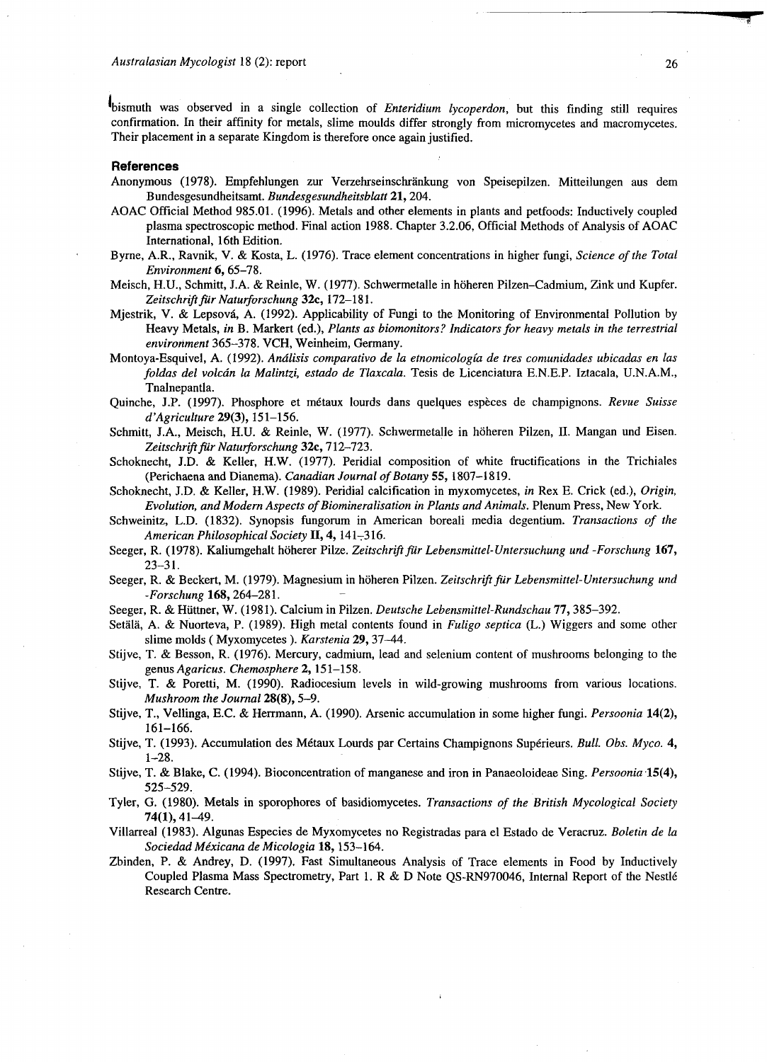bismuth was observed in a single collection of *Enteridium lycoperdon*, but this finding still requires confirmation. In their affinity for metals, slime moulds differ strongly from micromycetes and macromycetes. Their placement in a separate Kingdom is therefore once again justified.

## References

Anonymous (1978). Empfehlungen zur Verzehrseinschränkung von Speisepilzen. Mitteilungen aus dem Bundesgesundheitsamt. *Bundesgesundheitsblatt* **21,** 204.

AOAC Official Method 985.01. (1996). Metals and other elements in plants and petfoods: Inductively coupled plasma spectroscopic method. Final action 1988. Chapter 3.2.06, Official Methods of Analysis of AOAC International, 16th Edition.

Byrne, A.R., Ravnik, V. & Kosta, L. (1976). Trace element concentrations in higher fungi, *Science of the Total Environment* **6,** 65–78.

Meisch, H.U., Schmitt, J.A. & Reinle, W. (1977). Schwermetalle in höheren Pilzen–Cadmium, Zink und Kupfer. *Zeitschrift für Naturforschung* **32c,** 172–181.

Mjestrik, V. & Lepsová, A. (1992). Applicability of Fungi to the Monitoring of Environmental Pollution by Heavy Metals, *in* B. Markert (ed.), *Plants as biomonitors? Indicators for heavy metals in the terrestrial environment* 365–378. VCH, Weinheim, Germany.

Montoya-Esquivel, A. (1992). *Análisis comparativo de la etnomicología de tres comunidades ubicadas en las foldas del volcán la Malintzi, estado de Tlaxcala.* Tesis de Licenciatura E.N.E.P. Iztacala, U.N.A.M., Tnalnepantla.

Quinche, J.P. (1997). Phosphore et métaux lourds dans quelques espèces de champignons. *Revue Suisse d'Agriculture* **29(3),** 151–156.

Schmitt, J.A., Meisch, H.U. & Reinle, W. (1977). Schwermetalle in höheren Pilzen, II. Mangan und Eisen. *Zeitschrift für Naturforschung* **32c,** 712–723.

Schoknecht, J.D. & Keller, H.W. (1977). Peridial composition of white fructifications in the Trichiales (Perichaena and Dianema). *Canadian Journal of Botany* **55,** 1807–1819.

Schoknecht, J.D. & Keller, H.W. (1989). Peridial calcification in myxomycetes, *in* Rex E. Crick (ed.), *Origin, Evolution, and Modern Aspects of Biomineralisation in Plants and Animals.* Plenum Press, New York.

Schweinitz, L.D. (1832). Synopsis fungorum in American boreali media degentium. *Transactions of the American Philosophical Society* **II, 4,** 141–316.

Seeger, R. (1978). Kaliumgehalt höherer Pilze. *Zeitschrift für Lebensmittel-Untersuchung und -Forschung* **167,** 23–31.

Seeger, R. & Beckert, M. (1979). Magnesium in höheren Pilzen. *Zeitschrift für Lebensmittel-Untersuchung und -Forschung* **168,** 264–281.

Seeger, R. & Hüttner, W. (1981). Calcium in Pilzen. *Deutsche Lebensmittel-Rundschau* **77,** 385–392.

Setälä, A. & Nuorteva, P. (1989). High metal contents found in *Fuligo septica* (L.) Wiggers and some other slime molds ( Myxomycetes ). *Karstenia* **29,** 37–44.

Stijve, T. & Besson, R. (1976). Mercury, cadmium, lead and selenium content of mushrooms belonging to the genus *Agaricus*. *Chemosphere* **2,** 151–158.

Stijve, T. & Poretti, M. (1990). Radiocesium levels in wild-growing mushrooms from various locations. *Mushroom the Journal* **28(8),** 5–9.

Stijve, T., Vellinga, E.C. & Herrmann, A. (1990). Arsenic accumulation in some higher fungi. *Persoonia* **14(2),** 161–166.

Stijve, T. (1993). Accumulation des Métaux Lourds par Certains Champignons Supérieurs. *Bull. Obs. Myco.* **4,** 1–28.

Stijve, T. & Blake, C. (1994). Bioconcentration of manganese and iron in Panaeoloideae Sing. *Persoonia* **15(4),** 525–529.

Tyler, G. (1980). Metals in sporophores of basidiomycetes. *Transactions of the British Mycological Society* **74(1),** 41–49.

Villarreal (1983). Algunas Especies de Myxomycetes no Registradas para el Estado de Veracruz. *Boletin de la Sociedad Méxicana de Micologia* **18,** 153–164.

Zbinden, P. & Andrey, D. (1997). Fast Simultaneous Analysis of Trace elements in Food by Inductively Coupled Plasma Mass Spectrometry, Part 1. R & D Note QS-RN970046, Internal Report of the Nestlé Research Centre.